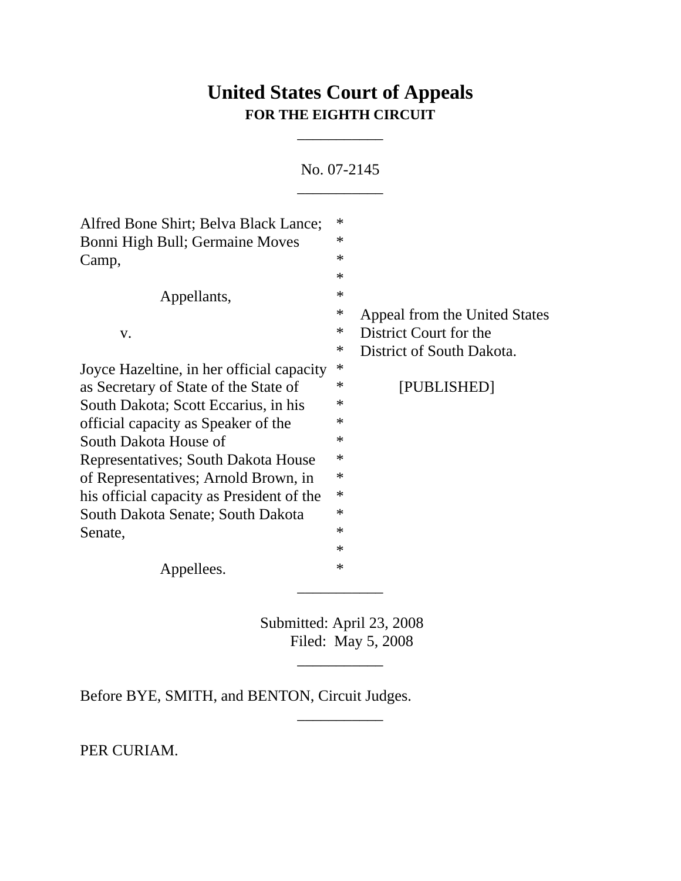# United States Court of Appeals
**FOR THE EIGHTH CIRCUIT**

___________

No. 07-2145

___________

| | | |
|---|---|---|
| Alfred Bone Shirt; Belva Black Lance; Bonni High Bull; Germaine Moves Camp, | * | |
| Appellants, | * | |
| | * | Appeal from the United States |
| v. | * | District Court for the |
| | * | District of South Dakota. |
| Joyce Hazeltine, in her official capacity as Secretary of State of the State of South Dakota; Scott Eccarius, in his official capacity as Speaker of the South Dakota House of Representatives; South Dakota House of Representatives; Arnold Brown, in his official capacity as President of the South Dakota Senate; South Dakota Senate, | * | [PUBLISHED] |
| Appellees. | * | |

___________

Submitted: April 23, 2008
Filed: May 5, 2008

___________

Before BYE, SMITH, and BENTON, Circuit Judges.

___________

PER CURIAM.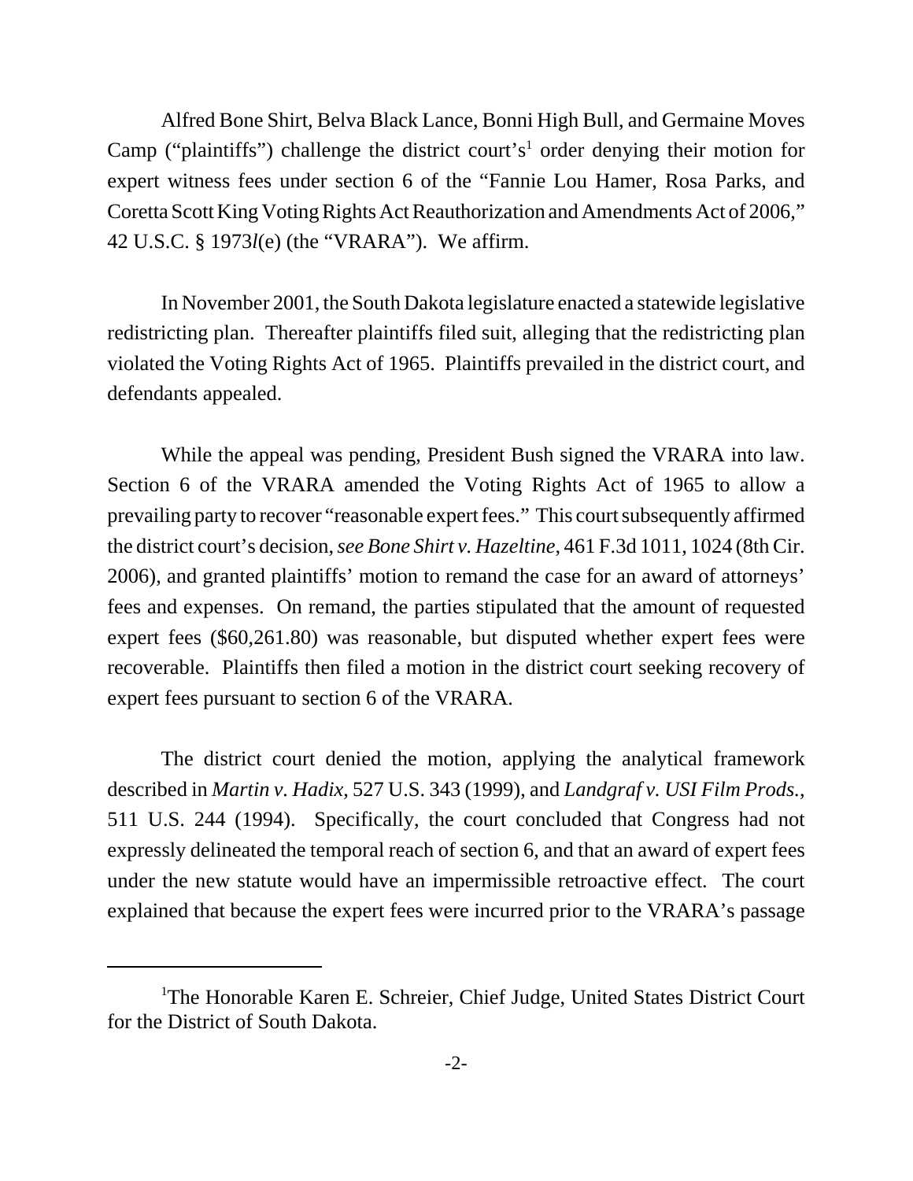Alfred Bone Shirt, Belva Black Lance, Bonni High Bull, and Germaine Moves Camp ("plaintiffs") challenge the district court's[1] order denying their motion for expert witness fees under section 6 of the "Fannie Lou Hamer, Rosa Parks, and Coretta Scott King Voting Rights Act Reauthorization and Amendments Act of 2006," 42 U.S.C. § 1973*l*(e) (the "VRARA"). We affirm.

In November 2001, the South Dakota legislature enacted a statewide legislative redistricting plan. Thereafter plaintiffs filed suit, alleging that the redistricting plan violated the Voting Rights Act of 1965. Plaintiffs prevailed in the district court, and defendants appealed.

While the appeal was pending, President Bush signed the VRARA into law. Section 6 of the VRARA amended the Voting Rights Act of 1965 to allow a prevailing party to recover "reasonable expert fees." This court subsequently affirmed the district court's decision, *see Bone Shirt v. Hazeltine*, 461 F.3d 1011, 1024 (8th Cir. 2006), and granted plaintiffs' motion to remand the case for an award of attorneys' fees and expenses. On remand, the parties stipulated that the amount of requested expert fees ($60,261.80) was reasonable, but disputed whether expert fees were recoverable. Plaintiffs then filed a motion in the district court seeking recovery of expert fees pursuant to section 6 of the VRARA.

The district court denied the motion, applying the analytical framework described in *Martin v. Hadix*, 527 U.S. 343 (1999), and *Landgraf v. USI Film Prods.*, 511 U.S. 244 (1994). Specifically, the court concluded that Congress had not expressly delineated the temporal reach of section 6, and that an award of expert fees under the new statute would have an impermissible retroactive effect. The court explained that because the expert fees were incurred prior to the VRARA's passage

---

[1]The Honorable Karen E. Schreier, Chief Judge, United States District Court for the District of South Dakota.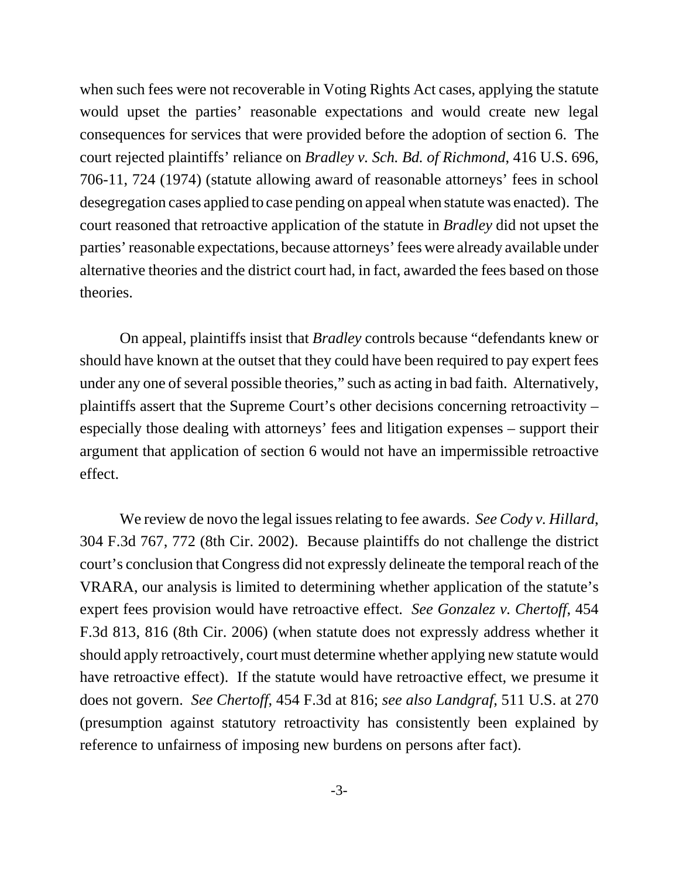when such fees were not recoverable in Voting Rights Act cases, applying the statute would upset the parties' reasonable expectations and would create new legal consequences for services that were provided before the adoption of section 6. The court rejected plaintiffs' reliance on *Bradley v. Sch. Bd. of Richmond*, 416 U.S. 696, 706-11, 724 (1974) (statute allowing award of reasonable attorneys' fees in school desegregation cases applied to case pending on appeal when statute was enacted). The court reasoned that retroactive application of the statute in *Bradley* did not upset the parties' reasonable expectations, because attorneys' fees were already available under alternative theories and the district court had, in fact, awarded the fees based on those theories.

On appeal, plaintiffs insist that *Bradley* controls because "defendants knew or should have known at the outset that they could have been required to pay expert fees under any one of several possible theories," such as acting in bad faith. Alternatively, plaintiffs assert that the Supreme Court's other decisions concerning retroactivity – especially those dealing with attorneys' fees and litigation expenses – support their argument that application of section 6 would not have an impermissible retroactive effect.

We review de novo the legal issues relating to fee awards. *See Cody v. Hillard*, 304 F.3d 767, 772 (8th Cir. 2002). Because plaintiffs do not challenge the district court's conclusion that Congress did not expressly delineate the temporal reach of the VRARA, our analysis is limited to determining whether application of the statute's expert fees provision would have retroactive effect. *See Gonzalez v. Chertoff*, 454 F.3d 813, 816 (8th Cir. 2006) (when statute does not expressly address whether it should apply retroactively, court must determine whether applying new statute would have retroactive effect). If the statute would have retroactive effect, we presume it does not govern. *See Chertoff*, 454 F.3d at 816; *see also Landgraf*, 511 U.S. at 270 (presumption against statutory retroactivity has consistently been explained by reference to unfairness of imposing new burdens on persons after fact).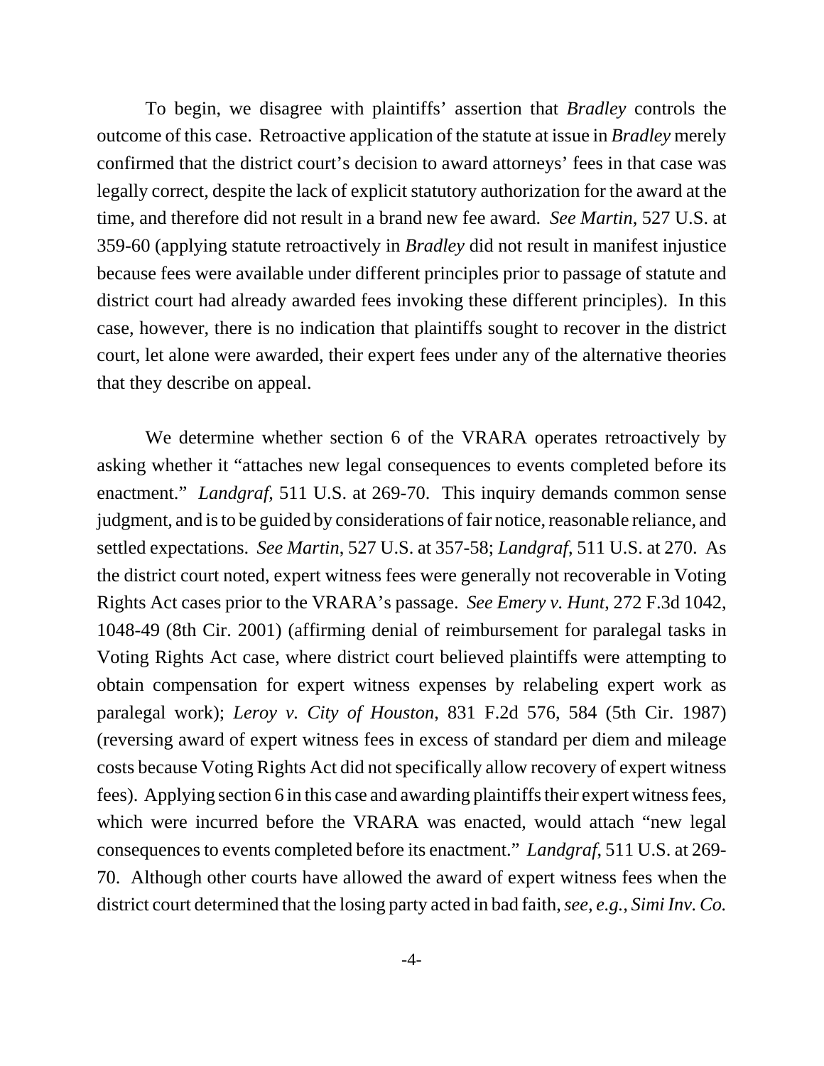To begin, we disagree with plaintiffs' assertion that *Bradley* controls the outcome of this case. Retroactive application of the statute at issue in *Bradley* merely confirmed that the district court's decision to award attorneys' fees in that case was legally correct, despite the lack of explicit statutory authorization for the award at the time, and therefore did not result in a brand new fee award. *See Martin*, 527 U.S. at 359-60 (applying statute retroactively in *Bradley* did not result in manifest injustice because fees were available under different principles prior to passage of statute and district court had already awarded fees invoking these different principles). In this case, however, there is no indication that plaintiffs sought to recover in the district court, let alone were awarded, their expert fees under any of the alternative theories that they describe on appeal.

We determine whether section 6 of the VRARA operates retroactively by asking whether it "attaches new legal consequences to events completed before its enactment." *Landgraf*, 511 U.S. at 269-70. This inquiry demands common sense judgment, and is to be guided by considerations of fair notice, reasonable reliance, and settled expectations. *See Martin*, 527 U.S. at 357-58; *Landgraf*, 511 U.S. at 270. As the district court noted, expert witness fees were generally not recoverable in Voting Rights Act cases prior to the VRARA's passage. *See Emery v. Hunt*, 272 F.3d 1042, 1048-49 (8th Cir. 2001) (affirming denial of reimbursement for paralegal tasks in Voting Rights Act case, where district court believed plaintiffs were attempting to obtain compensation for expert witness expenses by relabeling expert work as paralegal work); *Leroy v. City of Houston*, 831 F.2d 576, 584 (5th Cir. 1987) (reversing award of expert witness fees in excess of standard per diem and mileage costs because Voting Rights Act did not specifically allow recovery of expert witness fees). Applying section 6 in this case and awarding plaintiffs their expert witness fees, which were incurred before the VRARA was enacted, would attach "new legal consequences to events completed before its enactment." *Landgraf*, 511 U.S. at 269-70. Although other courts have allowed the award of expert witness fees when the district court determined that the losing party acted in bad faith, *see, e.g., Simi Inv. Co.*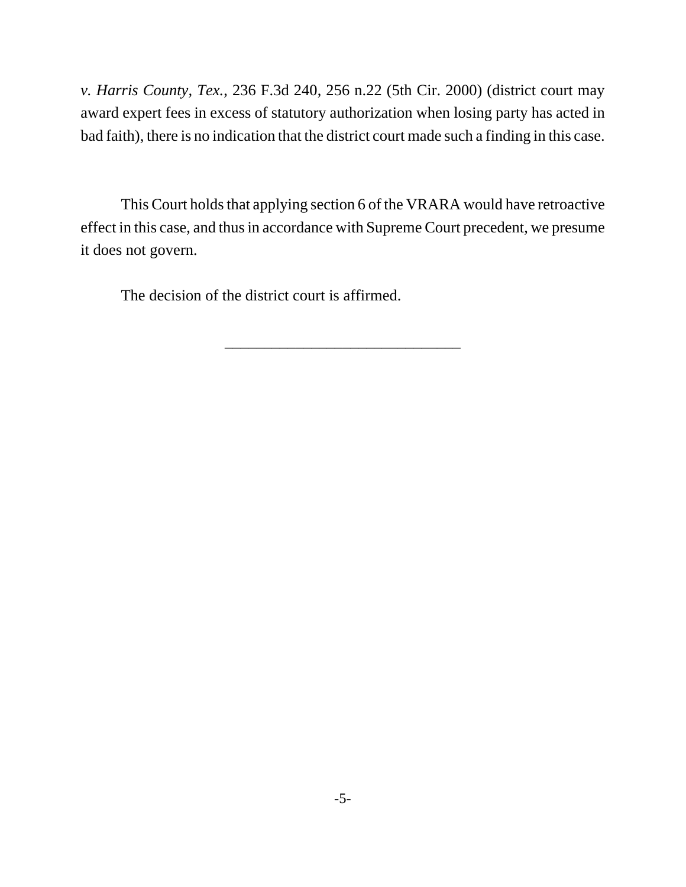*v. Harris County, Tex.*, 236 F.3d 240, 256 n.22 (5th Cir. 2000) (district court may award expert fees in excess of statutory authorization when losing party has acted in bad faith), there is no indication that the district court made such a finding in this case.

This Court holds that applying section 6 of the VRARA would have retroactive effect in this case, and thus in accordance with Supreme Court precedent, we presume it does not govern.

The decision of the district court is affirmed.

______________________________